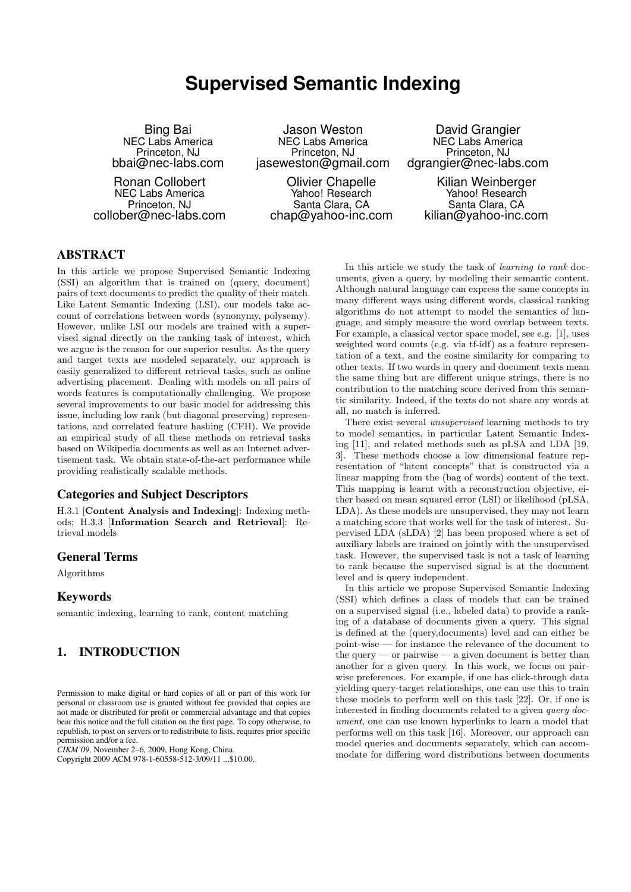# Supervised Semantic Indexing

Bing Bai
NEC Labs America
Princeton, NJ
bbai@nec-labs.com

Jason Weston
NEC Labs America
Princeton, NJ
jasemweston@gmail.com

David Grangier
NEC Labs America
Princeton, NJ
dgrangier@nec-labs.com

Ronan Collobert
NEC Labs America
Princeton, NJ
collober@nec-labs.com

Olivier Chapelle
Yahoo! Research
Santa Clara, CA
chap@yahoo-inc.com

Kilian Weinberger
Yahoo! Research
Santa Clara, CA
kilian@yahoo-inc.com

## ABSTRACT

In this article we propose Supervised Semantic Indexing (SSI) an algorithm that is trained on (query, document) pairs of text documents to predict the quality of their match. Like Latent Semantic Indexing (LSI), our models take account of correlations between words (synonymy, polysemy). However, unlike LSI our models are trained with a supervised signal directly on the ranking task of interest, which we argue is the reason for our superior results. As the query and target texts are modeled separately, our approach is easily generalized to different retrieval tasks, such as online advertising placement. Dealing with models on all pairs of words features is computationally challenging. We propose several improvements to our basic model for addressing this issue, including low rank (but diagonal preserving) representations, and correlated feature hashing (CFH). We provide an empirical study of all these methods on retrieval tasks based on Wikipedia documents as well as an Internet advertisement task. We obtain state-of-the-art performance while providing realistically scalable methods.

## Categories and Subject Descriptors

H.3.1 [**Content Analysis and Indexing**]: Indexing methods; H.3.3 [**Information Search and Retrieval**]: Retrieval models

## General Terms

Algorithms

## Keywords

semantic indexing, learning to rank, content matching

## 1. INTRODUCTION

Permission to make digital or hard copies of all or part of this work for personal or classroom use is granted without fee provided that copies are not made or distributed for profit or commercial advantage and that copies bear this notice and the full citation on the first page. To copy otherwise, to republish, to post on servers or to redistribute to lists, requires prior specific permission and/or a fee.
*CIKM'09,* November 2–6, 2009, Hong Kong, China.
Copyright 2009 ACM 978-1-60558-512-3/09/11 ...$10.00.

In this article we study the task of *learning to rank* documents, given a query, by modeling their semantic content. Although natural language can express the same concepts in many different ways using different words, classical ranking algorithms do not attempt to model the semantics of language, and simply measure the word overlap between texts. For example, a classical vector space model, see e.g. [1], uses weighted word counts (e.g. via tf-idf) as a feature representation of a text, and the cosine similarity for comparing to other texts. If two words in query and document texts mean the same thing but are different unique strings, there is no contribution to the matching score derived from this semantic similarity. Indeed, if the texts do not share any words at all, no match is inferred.

There exist several *unsupervised* learning methods to try to model semantics, in particular Latent Semantic Indexing [11], and related methods such as pLSA and LDA [19, 3]. These methods choose a low dimensional feature representation of "latent concepts" that is constructed via a linear mapping from the (bag of words) content of the text. This mapping is learnt with a reconstruction objective, either based on mean squared error (LSI) or likelihood (pLSA, LDA). As these models are unsupervised, they may not learn a matching score that works well for the task of interest. Supervised LDA (sLDA) [2] has been proposed where a set of auxiliary labels are trained on jointly with the unsupervised task. However, the supervised task is not a task of learning to rank because the supervised signal is at the document level and is query independent.

In this article we propose Supervised Semantic Indexing (SSI) which defines a class of models that can be trained on a supervised signal (i.e., labeled data) to provide a ranking of a database of documents given a query. This signal is defined at the (query,documents) level and can either be point-wise — for instance the relevance of the document to the query — or pairwise — a given document is better than another for a given query. In this work, we focus on pairwise preferences. For example, if one has click-through data yielding query-target relationships, one can use this to train these models to perform well on this task [22]. Or, if one is interested in finding documents related to a given *query document*, one can use known hyperlinks to learn a model that performs well on this task [16]. Moreover, our approach can model queries and documents separately, which can accommodate for differing word distributions between documents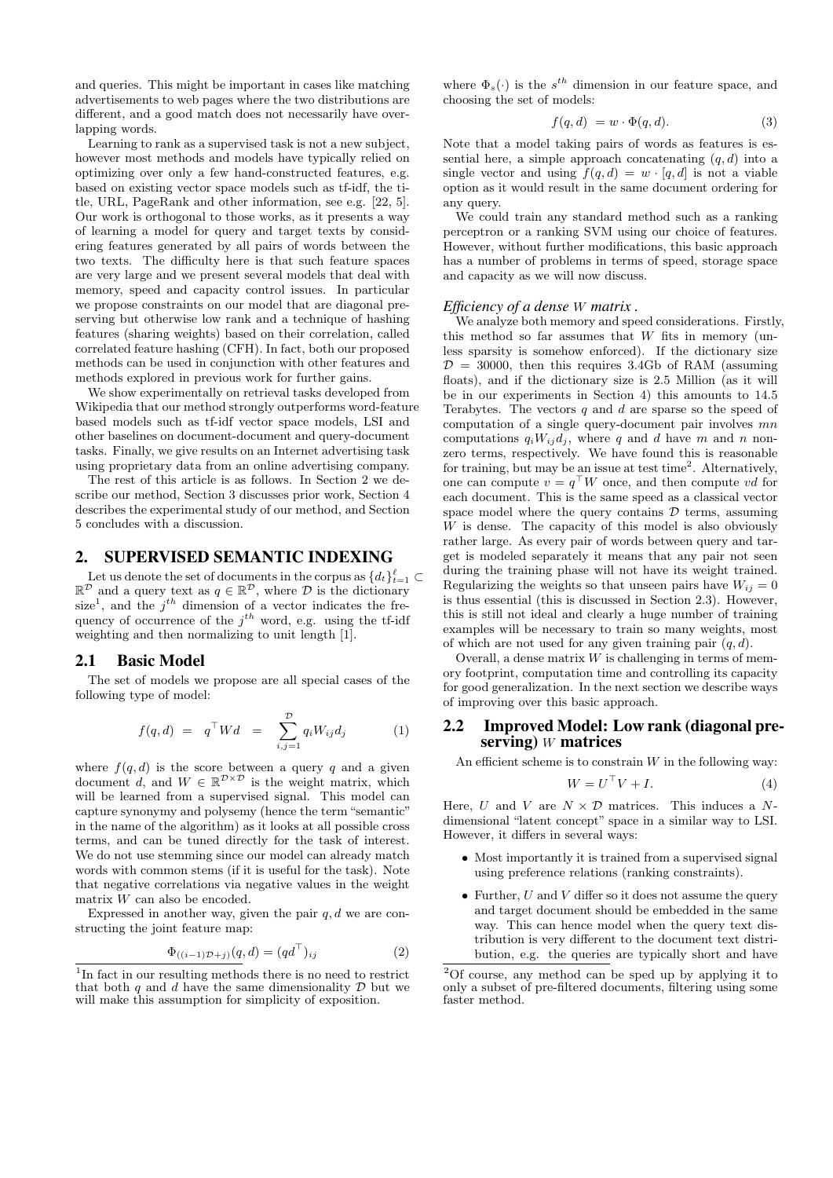and queries. This might be important in cases like matching advertisements to web pages where the two distributions are different, and a good match does not necessarily have overlapping words.

Learning to rank as a supervised task is not a new subject, however most methods and models have typically relied on optimizing over only a few hand-constructed features, e.g. based on existing vector space models such as tf-idf, the title, URL, PageRank and other information, see e.g. [22, 5]. Our work is orthogonal to those works, as it presents a way of learning a model for query and target texts by considering features generated by all pairs of words between the two texts. The difficulty here is that such feature spaces are very large and we present several models that deal with memory, speed and capacity control issues. In particular we propose constraints on our model that are diagonal preserving but otherwise low rank and a technique of hashing features (sharing weights) based on their correlation, called correlated feature hashing (CFH). In fact, both our proposed methods can be used in conjunction with other features and methods explored in previous work for further gains.

We show experimentally on retrieval tasks developed from Wikipedia that our method strongly outperforms word-feature based models such as tf-idf vector space models, LSI and other baselines on document-document and query-document tasks. Finally, we give results on an Internet advertising task using proprietary data from an online advertising company.

The rest of this article is as follows. In Section 2 we describe our method, Section 3 discusses prior work, Section 4 describes the experimental study of our method, and Section 5 concludes with a discussion.

## 2. SUPERVISED SEMANTIC INDEXING

Let us denote the set of documents in the corpus as $\{d_t\}_{t=1}^{\ell} \subset \mathbb{R}^{\mathcal{D}}$ and a query text as $q \in \mathbb{R}^{\mathcal{D}}$, where $\mathcal{D}$ is the dictionary size[1], and the $j^{th}$ dimension of a vector indicates the frequency of occurrence of the $j^{th}$ word, e.g. using the tf-idf weighting and then normalizing to unit length [1].

### 2.1 Basic Model

The set of models we propose are all special cases of the following type of model:

$$f(q, d) = q^\top W d = \sum_{i,j=1}^{\mathcal{D}} q_i W_{ij} d_j \tag{1}$$

where $f(q, d)$ is the score between a query $q$ and a given document $d$, and $W \in \mathbb{R}^{\mathcal{D}\times\mathcal{D}}$ is the weight matrix, which will be learned from a supervised signal. This model can capture synonymy and polysemy (hence the term "semantic" in the name of the algorithm) as it looks at all possible cross terms, and can be tuned directly for the task of interest. We do not use stemming since our model can already match words with common stems (if it is useful for the task). Note that negative correlations via negative values in the weight matrix $W$ can also be encoded.

Expressed in another way, given the pair $q, d$ we are constructing the joint feature map:

$$\Phi_{((i-1)\mathcal{D}+j)}(q, d) = (qd^\top)_{ij} \tag{2}$$

where $\Phi_s(\cdot)$ is the $s^{th}$ dimension in our feature space, and choosing the set of models:

$$f(q, d) = w \cdot \Phi(q, d). \tag{3}$$

Note that a model taking pairs of words as features is essential here, a simple approach concatenating $(q, d)$ into a single vector and using $f(q, d) = w \cdot [q, d]$ is not a viable option as it would result in the same document ordering for any query.

We could train any standard method such as a ranking perceptron or a ranking SVM using our choice of features. However, without further modifications, this basic approach has a number of problems in terms of speed, storage space and capacity as we will now discuss.

***Efficiency of a dense $W$ matrix .***
We analyze both memory and speed considerations. Firstly, this method so far assumes that $W$ fits in memory (unless sparsity is somehow enforced). If the dictionary size $\mathcal{D} = 30000$, then this requires 3.4Gb of RAM (assuming floats), and if the dictionary size is 2.5 Million (as it will be in our experiments in Section 4) this amounts to 14.5 Terabytes. The vectors $q$ and $d$ are sparse so the speed of computation of a single query-document pair involves $mn$ computations $q_i W_{ij} d_j$, where $q$ and $d$ have $m$ and $n$ non-zero terms, respectively. We have found this is reasonable for training, but may be an issue at test time[2]. Alternatively, one can compute $v = q^\top W$ once, and then compute $vd$ for each document. This is the same speed as a classical vector space model where the query contains $\mathcal{D}$ terms, assuming $W$ is dense. The capacity of this model is also obviously rather large. As every pair of words between query and target is modeled separately it means that any pair not seen during the training phase will not have its weight trained. Regularizing the weights so that unseen pairs have $W_{ij} = 0$ is thus essential (this is discussed in Section 2.3). However, this is still not ideal and clearly a huge number of training examples will be necessary to train so many weights, most of which are not used for any given training pair $(q, d)$.

Overall, a dense matrix $W$ is challenging in terms of memory footprint, computation time and controlling its capacity for good generalization. In the next section we describe ways of improving over this basic approach.

### 2.2 Improved Model: Low rank (diagonal preserving) $W$ matrices

An efficient scheme is to constrain $W$ in the following way:

$$W = U^\top V + I. \tag{4}$$

Here, $U$ and $V$ are $N \times \mathcal{D}$ matrices. This induces a $N$-dimensional "latent concept" space in a similar way to LSI. However, it differs in several ways:

- Most importantly it is trained from a supervised signal using preference relations (ranking constraints).
- Further, $U$ and $V$ differ so it does not assume the query and target document should be embedded in the same way. This can hence model when the query text distribution is very different to the document text distribution, e.g. the queries are typically short and have

[1] In fact in our resulting methods there is no need to restrict that both $q$ and $d$ have the same dimensionality $\mathcal{D}$ but we will make this assumption for simplicity of exposition.

[2] Of course, any method can be sped up by applying it to only a subset of pre-filtered documents, filtering using some faster method.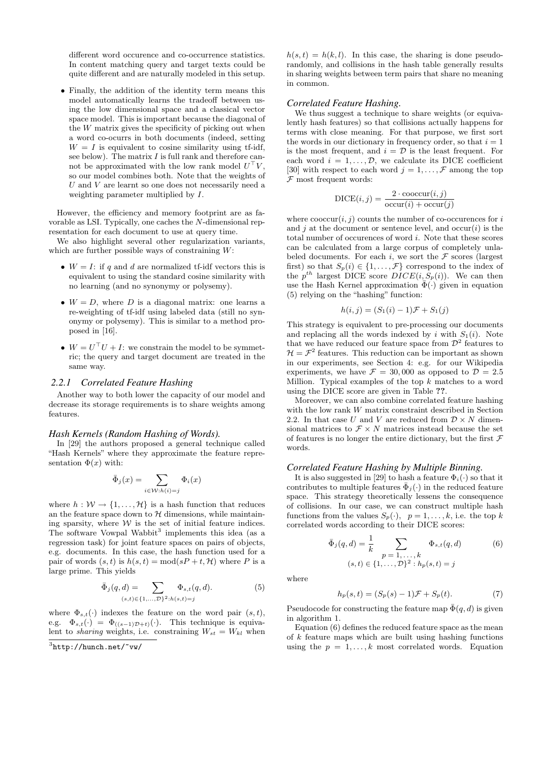different word occurence and co-occurrence statistics. In content matching query and target texts could be quite different and are naturally modeled in this setup.

- Finally, the addition of the identity term means this model automatically learns the tradeoff between using the low dimensional space and a classical vector space model. This is important because the diagonal of the $W$ matrix gives the specificity of picking out when a word co-ocurrs in both documents (indeed, setting $W = I$ is equivalent to cosine similarity using tf-idf, see below). The matrix $I$ is full rank and therefore cannot be approximated with the low rank model $U^\top V$, so our model combines both. Note that the weights of $U$ and $V$ are learnt so one does not necessarily need a weighting parameter multiplied by $I$.

However, the efficiency and memory footprint are as favorable as LSI. Typically, one caches the $N$-dimensional representation for each document to use at query time.

We also highlight several other regularization variants, which are further possible ways of constraining $W$:

- $W = I$: if $q$ and $d$ are normalized tf-idf vectors this is equivalent to using the standard cosine similarity with no learning (and no synonymy or polysemy).
- $W = D$, where $D$ is a diagonal matrix: one learns a re-weighting of tf-idf using labeled data (still no synonymy or polysemy). This is similar to a method proposed in [16].
- $W = U^\top U + I$: we constrain the model to be symmetric; the query and target document are treated in the same way.

### 2.2.1 Correlated Feature Hashing

Another way to both lower the capacity of our model and decrease its storage requirements is to share weights among features.

#### *Hash Kernels (Random Hashing of Words).*

In [29] the authors proposed a general technique called "Hash Kernels" where they approximate the feature representation $\Phi(x)$ with:

$$\bar{\Phi}_j(x) = \sum_{i \in \mathcal{W}: h(i)=j} \Phi_i(x)$$

where $h : \mathcal{W} \to \{1, \ldots, \mathcal{H}\}$ is a hash function that reduces an the feature space down to $\mathcal{H}$ dimensions, while maintaining sparsity, where $\mathcal{W}$ is the set of initial feature indices. The software Vowpal Wabbit[3] implements this idea (as a regression task) for joint feature spaces on pairs of objects, e.g. documents. In this case, the hash function used for a pair of words $(s, t)$ is $h(s, t) = \mathrm{mod}(sP + t, \mathcal{H})$ where $P$ is a large prime. This yields

$$\bar{\Phi}_j(q, d) = \sum_{(s,t) \in \{1,\ldots,\mathcal{D}\}^2 : h(s,t)=j} \Phi_{s,t}(q, d). \tag{5}$$

where $\Phi_{s,t}(\cdot)$ indexes the feature on the word pair $(s, t)$, e.g. $\Phi_{s,t}(\cdot) = \Phi_{((s-1)\mathcal{D}+t)}(\cdot)$. This technique is equivalent to *sharing* weights, i.e. constraining $W_{st} = W_{kl}$ when $h(s, t) = h(k, l)$. In this case, the sharing is done pseudo-randomly, and collisions in the hash table generally results in sharing weights between term pairs that share no meaning in common.

[3] http://hunch.net/~vw/

#### *Correlated Feature Hashing.*

We thus suggest a technique to share weights (or equivalently hash features) so that collisions actually happens for terms with close meaning. For that purpose, we first sort the words in our dictionary in frequency order, so that $i = 1$ is the most frequent, and $i = \mathcal{D}$ is the least frequent. For each word $i = 1, \ldots, \mathcal{D}$, we calculate its DICE coefficient [30] with respect to each word $j = 1, \ldots, \mathcal{F}$ among the top $\mathcal{F}$ most frequent words:

$$\mathrm{DICE}(i, j) = \frac{2 \cdot \mathrm{cooccur}(i, j)}{\mathrm{occur}(i) + \mathrm{occur}(j)}$$

where $\mathrm{cooccur}(i, j)$ counts the number of co-occurences for $i$ and $j$ at the document or sentence level, and $\mathrm{occur}(i)$ is the total number of occurences of word $i$. Note that these scores can be calculated from a large corpus of completely unlabeled documents. For each $i$, we sort the $\mathcal{F}$ scores (largest first) so that $S_p(i) \in \{1, \ldots, \mathcal{F}\}$ correspond to the index of the $p^{th}$ largest DICE score $DICE(i, S_p(i))$. We can then use the Hash Kernel approximation $\bar{\Phi}(\cdot)$ given in equation (5) relying on the "hashing" function:

$$h(i, j) = (S_1(i) - 1)\mathcal{F} + S_1(j)$$

This strategy is equivalent to pre-processing our documents and replacing all the words indexed by $i$ with $S_1(i)$. Note that we have reduced our feature space from $\mathcal{D}^2$ features to $\mathcal{H} = \mathcal{F}^2$ features. This reduction can be important as shown in our experiments, see Section 4: e.g. for our Wikipedia experiments, we have $\mathcal{F} = 30,000$ as opposed to $\mathcal{D} = 2.5$ Million. Typical examples of the top $k$ matches to a word using the DICE score are given in Table **??**.

Moreover, we can also combine correlated feature hashing with the low rank $W$ matrix constraint described in Section 2.2. In that case $U$ and $V$ are reduced from $\mathcal{D} \times N$ dimensional matrices to $\mathcal{F} \times N$ matrices instead because the set of features is no longer the entire dictionary, but the first $\mathcal{F}$ words.

#### *Correlated Feature Hashing by Multiple Binning.*

It is also suggested in [29] to hash a feature $\Phi_i(\cdot)$ so that it contributes to multiple features $\bar{\Phi}_j(\cdot)$ in the reduced feature space. This strategy theoretically lessens the consequence of collisions. In our case, we can construct multiple hash functions from the values $S_p(\cdot)$, $p = 1, \ldots, k$, i.e. the top $k$ correlated words according to their DICE scores:

$$\bar{\Phi}_j(q, d) = \frac{1}{k} \sum_{\substack{p = 1, \ldots, k \\ (s,t) \in \{1,\ldots,\mathcal{D}\}^2 : h_p(s,t)=j}} \Phi_{s,t}(q, d) \tag{6}$$

where

$$h_p(s, t) = (S_p(s) - 1)\mathcal{F} + S_p(t). \tag{7}$$

Pseudocode for constructing the feature map $\bar{\Phi}(q, d)$ is given in algorithm 1.

Equation (6) defines the reduced feature space as the mean of $k$ feature maps which are built using hashing functions using the $p = 1, \ldots, k$ most correlated words. Equation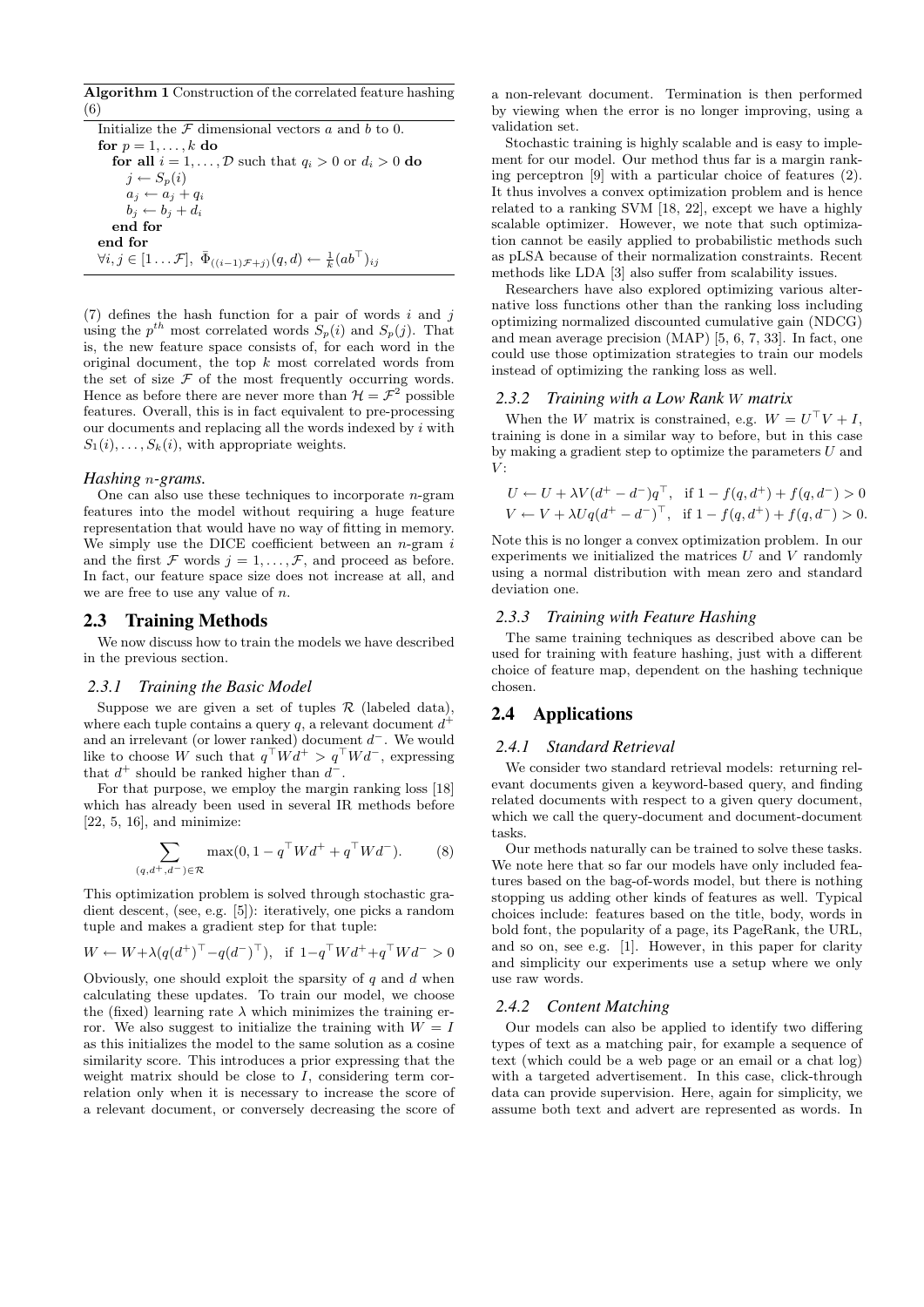**Algorithm 1** Construction of the correlated feature hashing (6)

```
Initialize the F dimensional vectors a and b to 0.
for p = 1, ..., k do
  for all i = 1, ..., D such that q_i > 0 or d_i > 0 do
    j ← S_p(i)
    a_j ← a_j + q_i
    b_j ← b_j + d_i
  end for
end for
∀i, j ∈ [1...F],  Φ̄_((i−1)F+j)(q, d) ← (1/k)(ab^⊤)_ij
```

(7) defines the hash function for a pair of words $i$ and $j$ using the $p^{th}$ most correlated words $S_p(i)$ and $S_p(j)$. That is, the new feature space consists of, for each word in the original document, the top $k$ most correlated words from the set of size $\mathcal{F}$ of the most frequently occurring words. Hence as before there are never more than $\mathcal{H} = \mathcal{F}^2$ possible features. Overall, this is in fact equivalent to pre-processing our documents and replacing all the words indexed by $i$ with $S_1(i), \ldots, S_k(i)$, with appropriate weights.

#### *Hashing $n$-grams.*

One can also use these techniques to incorporate $n$-gram features into the model without requiring a huge feature representation that would have no way of fitting in memory. We simply use the DICE coefficient between an $n$-gram $i$ and the first $\mathcal{F}$ words $j = 1, \ldots, \mathcal{F}$, and proceed as before. In fact, our feature space size does not increase at all, and we are free to use any value of $n$.

## 2.3 Training Methods

We now discuss how to train the models we have described in the previous section.

### 2.3.1 Training the Basic Model

Suppose we are given a set of tuples $\mathcal{R}$ (labeled data), where each tuple contains a query $q$, a relevant document $d^+$ and an irrelevant (or lower ranked) document $d^-$. We would like to choose $W$ such that $q^\top W d^+ > q^\top W d^-$, expressing that $d^+$ should be ranked higher than $d^-$.

For that purpose, we employ the margin ranking loss [18] which has already been used in several IR methods before [22, 5, 16], and minimize:

$$\sum_{(q,d^+,d^-)\in\mathcal{R}} \max(0, 1 - q^\top W d^+ + q^\top W d^-). \tag{8}$$

This optimization problem is solved through stochastic gradient descent, (see, e.g. [5]): iteratively, one picks a random tuple and makes a gradient step for that tuple:

$$W \leftarrow W + \lambda(q(d^+)^\top - q(d^-)^\top), \quad \text{if } 1 - q^\top W d^+ + q^\top W d^- > 0$$

Obviously, one should exploit the sparsity of $q$ and $d$ when calculating these updates. To train our model, we choose the (fixed) learning rate $\lambda$ which minimizes the training error. We also suggest to initialize the training with $W = I$ as this initializes the model to the same solution as a cosine similarity score. This introduces a prior expressing that the weight matrix should be close to $I$, considering term correlation only when it is necessary to increase the score of a relevant document, or conversely decreasing the score of a non-relevant document. Termination is then performed by viewing when the error is no longer improving, using a validation set.

Stochastic training is highly scalable and is easy to implement for our model. Our method thus far is a margin ranking perceptron [9] with a particular choice of features (2). It thus involves a convex optimization problem and is hence related to a ranking SVM [18, 22], except we have a highly scalable optimizer. However, we note that such optimization cannot be easily applied to probabilistic methods such as pLSA because of their normalization constraints. Recent methods like LDA [3] also suffer from scalability issues.

Researchers have also explored optimizing various alternative loss functions other than the ranking loss including optimizing normalized discounted cumulative gain (NDCG) and mean average precision (MAP) [5, 6, 7, 33]. In fact, one could use those optimization strategies to train our models instead of optimizing the ranking loss as well.

### 2.3.2 Training with a Low Rank $W$ matrix

When the $W$ matrix is constrained, e.g. $W = U^\top V + I$, training is done in a similar way to before, but in this case by making a gradient step to optimize the parameters $U$ and $V$:

$$U \leftarrow U + \lambda V(d^+ - d^-)q^\top, \quad \text{if } 1 - f(q, d^+) + f(q, d^-) > 0$$
$$V \leftarrow V + \lambda U q(d^+ - d^-)^\top, \quad \text{if } 1 - f(q, d^+) + f(q, d^-) > 0.$$

Note this is no longer a convex optimization problem. In our experiments we initialized the matrices $U$ and $V$ randomly using a normal distribution with mean zero and standard deviation one.

### 2.3.3 Training with Feature Hashing

The same training techniques as described above can be used for training with feature hashing, just with a different choice of feature map, dependent on the hashing technique chosen.

## 2.4 Applications

### 2.4.1 Standard Retrieval

We consider two standard retrieval models: returning relevant documents given a keyword-based query, and finding related documents with respect to a given query document, which we call the query-document and document-document tasks.

Our methods naturally can be trained to solve these tasks. We note here that so far our models have only included features based on the bag-of-words model, but there is nothing stopping us adding other kinds of features as well. Typical choices include: features based on the title, body, words in bold font, the popularity of a page, its PageRank, the URL, and so on, see e.g. [1]. However, in this paper for clarity and simplicity our experiments use a setup where we only use raw words.

### 2.4.2 Content Matching

Our models can also be applied to identify two differing types of text as a matching pair, for example a sequence of text (which could be a web page or an email or a chat log) with a targeted advertisement. In this case, click-through data can provide supervision. Here, again for simplicity, we assume both text and advert are represented as words. In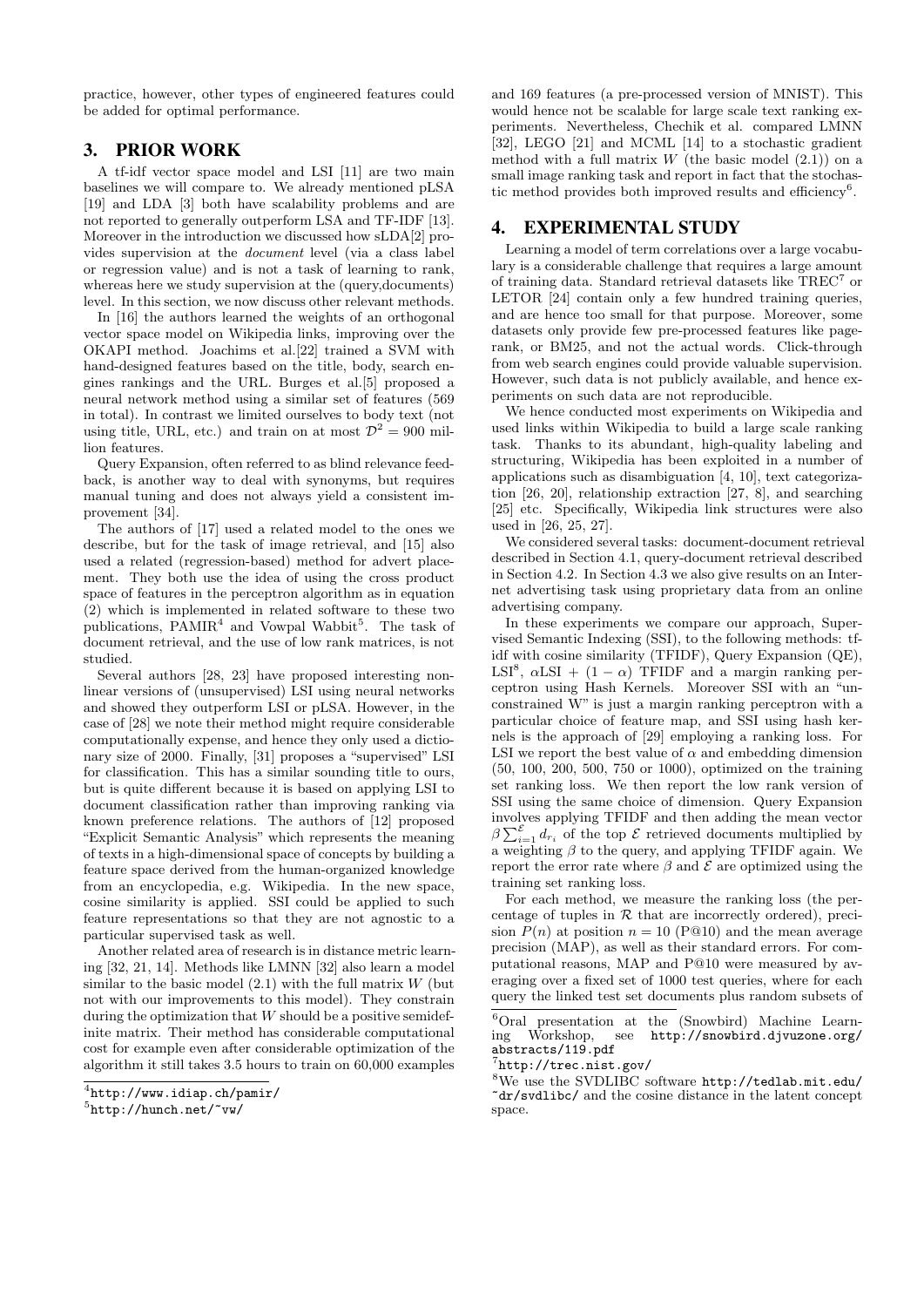practice, however, other types of engineered features could be added for optimal performance.

## 3. PRIOR WORK

A tf-idf vector space model and LSI [11] are two main baselines we will compare to. We already mentioned pLSA [19] and LDA [3] both have scalability problems and are not reported to generally outperform LSA and TF-IDF [13]. Moreover in the introduction we discussed how sLDA[2] provides supervision at the *document* level (via a class label or regression value) and is not a task of learning to rank, whereas here we study supervision at the (query,documents) level. In this section, we now discuss other relevant methods.

In [16] the authors learned the weights of an orthogonal vector space model on Wikipedia links, improving over the OKAPI method. Joachims et al.[22] trained a SVM with hand-designed features based on the title, body, search engines rankings and the URL. Burges et al.[5] proposed a neural network method using a similar set of features (569 in total). In contrast we limited ourselves to body text (not using title, URL, etc.) and train on at most $\mathcal{D}^2 = 900$ million features.

Query Expansion, often referred to as blind relevance feedback, is another way to deal with synonyms, but requires manual tuning and does not always yield a consistent improvement [34].

The authors of [17] used a related model to the ones we describe, but for the task of image retrieval, and [15] also used a related (regression-based) method for advert placement. They both use the idea of using the cross product space of features in the perceptron algorithm as in equation (2) which is implemented in related software to these two publications, PAMIR[4] and Vowpal Wabbit[5]. The task of document retrieval, and the use of low rank matrices, is not studied.

Several authors [28, 23] have proposed interesting nonlinear versions of (unsupervised) LSI using neural networks and showed they outperform LSI or pLSA. However, in the case of [28] we note their method might require considerable computationally expense, and hence they only used a dictionary size of 2000. Finally, [31] proposes a "supervised" LSI for classification. This has a similar sounding title to ours, but is quite different because it is based on applying LSI to document classification rather than improving ranking via known preference relations. The authors of [12] proposed "Explicit Semantic Analysis" which represents the meaning of texts in a high-dimensional space of concepts by building a feature space derived from the human-organized knowledge from an encyclopedia, e.g. Wikipedia. In the new space, cosine similarity is applied. SSI could be applied to such feature representations so that they are not agnostic to a particular supervised task as well.

Another related area of research is in distance metric learning [32, 21, 14]. Methods like LMNN [32] also learn a model similar to the basic model (2.1) with the full matrix $W$ (but not with our improvements to this model). They constrain during the optimization that $W$ should be a positive semidefinite matrix. Their method has considerable computational cost for example even after considerable optimization of the algorithm it still takes 3.5 hours to train on 60,000 examples and 169 features (a pre-processed version of MNIST). This would hence not be scalable for large scale text ranking experiments. Nevertheless, Chechik et al. compared LMNN [32], LEGO [21] and MCML [14] to a stochastic gradient method with a full matrix $W$ (the basic model (2.1)) on a small image ranking task and report in fact that the stochastic method provides both improved results and efficiency[6].

## 4. EXPERIMENTAL STUDY

Learning a model of term correlations over a large vocabulary is a considerable challenge that requires a large amount of training data. Standard retrieval datasets like TREC[7] or LETOR [24] contain only a few hundred training queries, and are hence too small for that purpose. Moreover, some datasets only provide few pre-processed features like pagerank, or BM25, and not the actual words. Click-through from web search engines could provide valuable supervision. However, such data is not publicly available, and hence experiments on such data are not reproducible.

We hence conducted most experiments on Wikipedia and used links within Wikipedia to build a large scale ranking task. Thanks to its abundant, high-quality labeling and structuring, Wikipedia has been exploited in a number of applications such as disambiguation [4, 10], text categorization [26, 20], relationship extraction [27, 8], and searching [25] etc. Specifically, Wikipedia link structures were also used in [26, 25, 27].

We considered several tasks: document-document retrieval described in Section 4.1, query-document retrieval described in Section 4.2. In Section 4.3 we also give results on an Internet advertising task using proprietary data from an online advertising company.

In these experiments we compare our approach, Supervised Semantic Indexing (SSI), to the following methods: tf-idf with cosine similarity (TFIDF), Query Expansion (QE), LSI[8], $\alpha$LSI + $(1-\alpha)$ TFIDF and a margin ranking perceptron using Hash Kernels. Moreover SSI with an "unconstrained W" is just a margin ranking perceptron with a particular choice of feature map, and SSI using hash kernels is the approach of [29] employing a ranking loss. For LSI we report the best value of $\alpha$ and embedding dimension (50, 100, 200, 500, 750 or 1000), optimized on the training set ranking loss. We then report the low rank version of SSI using the same choice of dimension. Query Expansion involves applying TFIDF and then adding the mean vector $\beta \sum_{i=1}^{\mathcal{E}} d_{r_i}$ of the top $\mathcal{E}$ retrieved documents multiplied by a weighting $\beta$ to the query, and applying TFIDF again. We report the error rate where $\beta$ and $\mathcal{E}$ are optimized using the training set ranking loss.

For each method, we measure the ranking loss (the percentage of tuples in $\mathcal{R}$ that are incorrectly ordered), precision $P(n)$ at position $n = 10$ (P@10) and the mean average precision (MAP), as well as their standard errors. For computational reasons, MAP and P@10 were measured by averaging over a fixed set of 1000 test queries, where for each query the linked test set documents plus random subsets of

[4] http://www.idiap.ch/pamir/

[5] http://hunch.net/~vw/

[6] Oral presentation at the (Snowbird) Machine Learning Workshop, see http://snowbird.djvuzone.org/abstracts/119.pdf

[7] http://trec.nist.gov/

[8] We use the SVDLIBC software http://tedlab.mit.edu/~dr/svdlibc/ and the cosine distance in the latent concept space.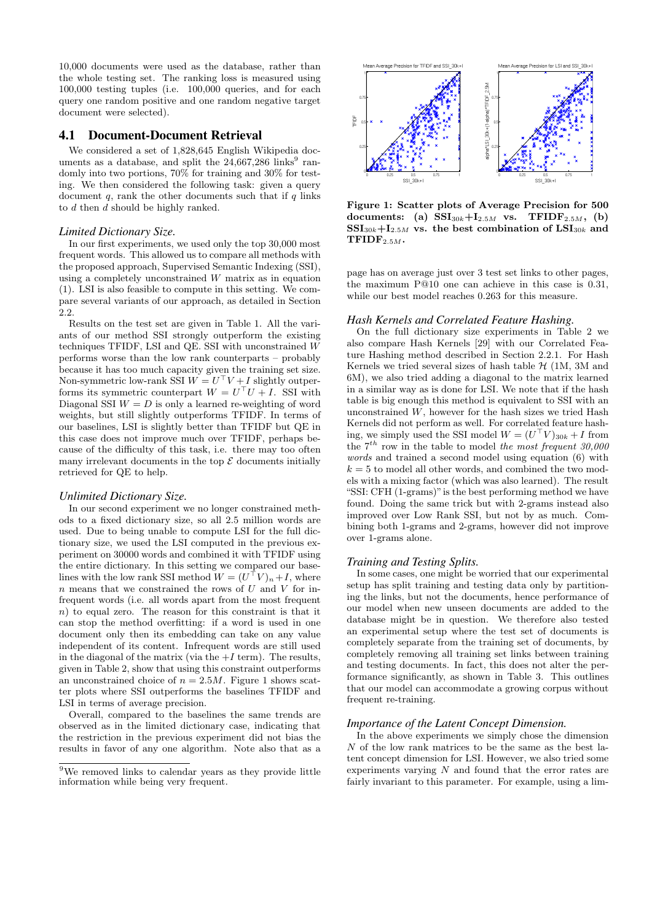10,000 documents were used as the database, rather than the whole testing set. The ranking loss is measured using 100,000 testing tuples (i.e. 100,000 queries, and for each query one random positive and one random negative target document were selected).

## 4.1 Document-Document Retrieval

We considered a set of 1,828,645 English Wikipedia documents as a database, and split the 24,667,286 links[9] randomly into two portions, 70% for training and 30% for testing. We then considered the following task: given a query document $q$, rank the other documents such that if $q$ links to $d$ then $d$ should be highly ranked.

### *Limited Dictionary Size.*

In our first experiments, we used only the top 30,000 most frequent words. This allowed us to compare all methods with the proposed approach, Supervised Semantic Indexing (SSI), using a completely unconstrained $W$ matrix as in equation (1). LSI is also feasible to compute in this setting. We compare several variants of our approach, as detailed in Section 2.2.

Results on the test set are given in Table 1. All the variants of our method SSI strongly outperform the existing techniques TFIDF, LSI and QE. SSI with unconstrained $W$ performs worse than the low rank counterparts – probably because it has too much capacity given the training set size. Non-symmetric low-rank SSI $W = U^\top V + I$ slightly outperforms its symmetric counterpart $W = U^\top U + I$. SSI with Diagonal SSI $W = D$ is only a learned re-weighting of word weights, but still slightly outperforms TFIDF. In terms of our baselines, LSI is slightly better than TFIDF but QE in this case does not improve much over TFIDF, perhaps because of the difficulty of this task, i.e. there may too often many irrelevant documents in the top $\mathcal{E}$ documents initially retrieved for QE to help.

### *Unlimited Dictionary Size.*

In our second experiment we no longer constrained methods to a fixed dictionary size, so all 2.5 million words are used. Due to being unable to compute LSI for the full dictionary size, we used the LSI computed in the previous experiment on 30000 words and combined it with TFIDF using the entire dictionary. In this setting we compared our baselines with the low rank SSI method $W = (U^\top V)_n + I$, where $n$ means that we constrained the rows of $U$ and $V$ for infrequent words (i.e. all words apart from the most frequent $n$) to equal zero. The reason for this constraint is that it can stop the method overfitting: if a word is used in one document only then its embedding can take on any value independent of its content. Infrequent words are still used in the diagonal of the matrix (via the $+I$ term). The results, given in Table 2, show that using this constraint outperforms an unconstrained choice of $n = 2.5M$. Figure 1 shows scatter plots where SSI outperforms the baselines TFIDF and LSI in terms of average precision.

Overall, compared to the baselines the same trends are observed as in the limited dictionary case, indicating that the restriction in the previous experiment did not bias the results in favor of any one algorithm. Note also that as a page has on average just over 3 test set links to other pages, the maximum P@10 one can achieve in this case is 0.31, while our best model reaches 0.263 for this measure.

[9] We removed links to calendar years as they provide little information while being very frequent.

**Figure 1: Scatter plots of Average Precision for 500 documents: (a) $\mathbf{SSI}_{30k}+\mathbf{I}_{2.5M}$ vs. $\mathbf{TFIDF}_{2.5M}$, (b) $\mathbf{SSI}_{30k}+\mathbf{I}_{2.5M}$ vs. the best combination of $\mathbf{LSI}_{30k}$ and $\mathbf{TFIDF}_{2.5M}$.**

### *Hash Kernels and Correlated Feature Hashing.*

On the full dictionary size experiments in Table 2 we also compare Hash Kernels [29] with our Correlated Feature Hashing method described in Section 2.2.1. For Hash Kernels we tried several sizes of hash table $\mathcal{H}$ (1M, 3M and 6M), we also tried adding a diagonal to the matrix learned in a similar way as is done for LSI. We note that if the hash table is big enough this method is equivalent to SSI with an unconstrained $W$, however for the hash sizes we tried Hash Kernels did not perform as well. For correlated feature hashing, we simply used the SSI model $W = (U^\top V)_{30k} + I$ from the $7^{th}$ row in the table to model *the most frequent 30,000 words* and trained a second model using equation (6) with $k = 5$ to model all other words, and combined the two models with a mixing factor (which was also learned). The result "SSI: CFH (1-grams)" is the best performing method we have found. Doing the same trick but with 2-grams instead also improved over Low Rank SSI, but not by as much. Combining both 1-grams and 2-grams, however did not improve over 1-grams alone.

### *Training and Testing Splits.*

In some cases, one might be worried that our experimental setup has split training and testing data only by partitioning the links, but not the documents, hence performance of our model when new unseen documents are added to the database might be in question. We therefore also tested an experimental setup where the test set of documents is completely separate from the training set of documents, by completely removing all training set links between training and testing documents. In fact, this does not alter the performance significantly, as shown in Table 3. This outlines that our model can accommodate a growing corpus without frequent re-training.

### *Importance of the Latent Concept Dimension.*

In the above experiments we simply chose the dimension $N$ of the low rank matrices to be the same as the best latent concept dimension for LSI. However, we also tried some experiments varying $N$ and found that the error rates are fairly invariant to this parameter. For example, using a lim-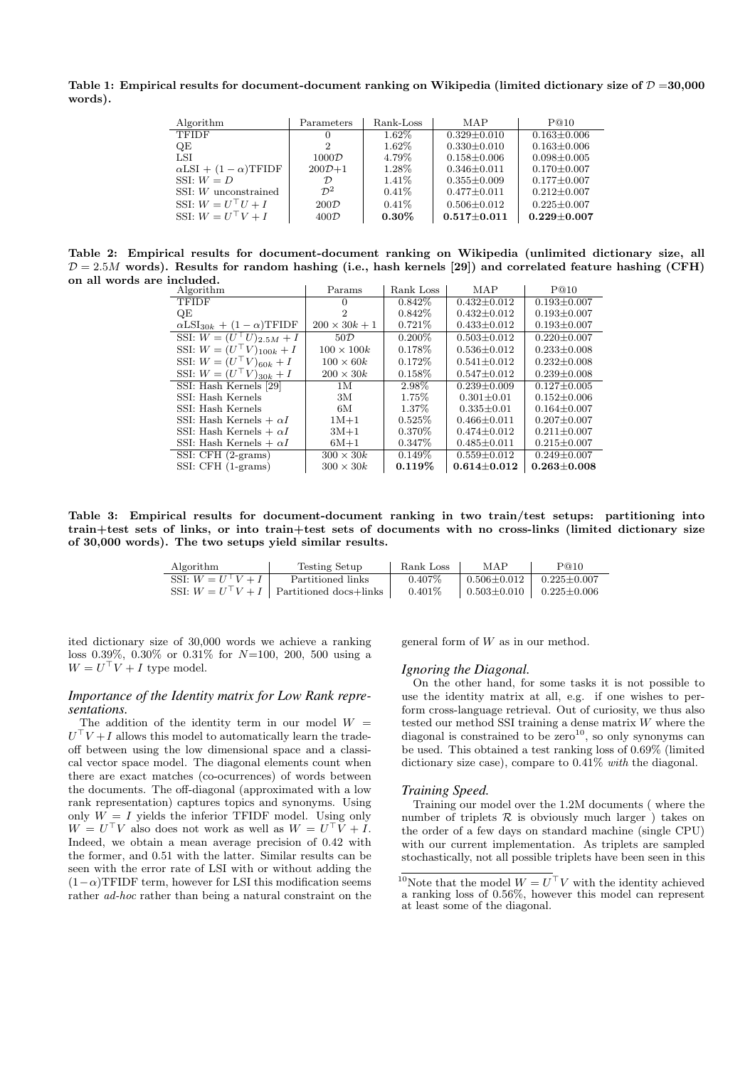**Table 1: Empirical results for document-document ranking on Wikipedia (limited dictionary size of $\mathcal{D}$ =30,000 words).**

| Algorithm | Parameters | Rank-Loss | MAP | P@10 |
|---|---|---|---|---|
| TFIDF | 0 | 1.62% | 0.329±0.010 | 0.163±0.006 |
| QE | 2 | 1.62% | 0.330±0.010 | 0.163±0.006 |
| LSI | $1000\mathcal{D}$ | 4.79% | 0.158±0.006 | 0.098±0.005 |
| $\alpha$LSI + $(1-\alpha)$TFIDF | $200\mathcal{D}$+1 | 1.28% | 0.346±0.011 | 0.170±0.007 |
| SSI: $W = D$ | $\mathcal{D}$ | 1.41% | 0.355±0.009 | 0.177±0.007 |
| SSI: $W$ unconstrained | $\mathcal{D}^2$ | 0.41% | 0.477±0.011 | 0.212±0.007 |
| SSI: $W = U^\top U + I$ | $200\mathcal{D}$ | 0.41% | 0.506±0.012 | 0.225±0.007 |
| SSI: $W = U^\top V + I$ | $400\mathcal{D}$ | **0.30%** | **0.517±0.011** | **0.229±0.007** |

**Table 2: Empirical results for document-document ranking on Wikipedia (unlimited dictionary size, all $\mathcal{D} = 2.5M$ words). Results for random hashing (i.e., hash kernels [29]) and correlated feature hashing (CFH) on all words are included.**

| Algorithm | Params | Rank Loss | MAP | P@10 |
|---|---|---|---|---|
| TFIDF | 0 | 0.842% | 0.432±0.012 | 0.193±0.007 |
| QE | 2 | 0.842% | 0.432±0.012 | 0.193±0.007 |
| $\alpha$LSI$_{30k}$ + $(1-\alpha)$TFIDF | $200 \times 30k + 1$ | 0.721% | 0.433±0.012 | 0.193±0.007 |
| SSI: $W = (U^\top U)_{2.5M} + I$ | $50\mathcal{D}$ | 0.200% | 0.503±0.012 | 0.220±0.007 |
| SSI: $W = (U^\top V)_{100k} + I$ | $100 \times 100k$ | 0.178% | 0.536±0.012 | 0.233±0.008 |
| SSI: $W = (U^\top V)_{60k} + I$ | $100 \times 60k$ | 0.172% | 0.541±0.012 | 0.232±0.008 |
| SSI: $W = (U^\top V)_{30k} + I$ | $200 \times 30k$ | 0.158% | 0.547±0.012 | 0.239±0.008 |
| SSI: Hash Kernels [29] | 1M | 2.98% | 0.239±0.009 | 0.127±0.005 |
| SSI: Hash Kernels | 3M | 1.75% | 0.301±0.01 | 0.152±0.006 |
| SSI: Hash Kernels | 6M | 1.37% | 0.335±0.01 | 0.164±0.007 |
| SSI: Hash Kernels + $\alpha I$ | 1M+1 | 0.525% | 0.466±0.011 | 0.207±0.007 |
| SSI: Hash Kernels + $\alpha I$ | 3M+1 | 0.370% | 0.474±0.012 | 0.211±0.007 |
| SSI: Hash Kernels + $\alpha I$ | 6M+1 | 0.347% | 0.485±0.011 | 0.215±0.007 |
| SSI: CFH (2-grams) | $300 \times 30k$ | 0.149% | 0.559±0.012 | 0.249±0.007 |
| SSI: CFH (1-grams) | $300 \times 30k$ | **0.119%** | **0.614±0.012** | **0.263±0.008** |

**Table 3: Empirical results for document-document ranking in two train/test setups: partitioning into train+test sets of links, or into train+test sets of documents with no cross-links (limited dictionary size of 30,000 words). The two setups yield similar results.**

| Algorithm | Testing Setup | Rank Loss | MAP | P@10 |
|---|---|---|---|---|
| SSI: $W = U^\top V + I$ | Partitioned links | 0.407% | 0.506±0.012 | 0.225±0.007 |
| SSI: $W = U^\top V + I$ | Partitioned docs+links | 0.401% | 0.503±0.010 | 0.225±0.006 |

ited dictionary size of 30,000 words we achieve a ranking loss 0.39%, 0.30% or 0.31% for $N$=100, 200, 500 using a $W = U^\top V + I$ type model.

### *Importance of the Identity matrix for Low Rank representations.*

The addition of the identity term in our model $W = U^\top V + I$ allows this model to automatically learn the tradeoff between using the low dimensional space and a classical vector space model. The diagonal elements count when there are exact matches (co-ocurrences) of words between the documents. The off-diagonal (approximated with a low rank representation) captures topics and synonyms. Using only $W = I$ yields the inferior TFIDF model. Using only $W = U^\top V$ also does not work as well as $W = U^\top V + I$. Indeed, we obtain a mean average precision of 0.42 with the former, and 0.51 with the latter. Similar results can be seen with the error rate of LSI with or without adding the $(1-\alpha)$TFIDF term, however for LSI this modification seems rather *ad-hoc* rather than being a natural constraint on the general form of $W$ as in our method.

### *Ignoring the Diagonal.*

On the other hand, for some tasks it is not possible to use the identity matrix at all, e.g. if one wishes to perform cross-language retrieval. Out of curiosity, we thus also tested our method SSI training a dense matrix $W$ where the diagonal is constrained to be zero[10], so only synonyms can be used. This obtained a test ranking loss of 0.69% (limited dictionary size case), compare to 0.41% *with* the diagonal.

### *Training Speed.*

Training our model over the 1.2M documents ( where the number of triplets $\mathcal{R}$ is obviously much larger ) takes on the order of a few days on standard machine (single CPU) with our current implementation. As triplets are sampled stochastically, not all possible triplets have been seen in this

[10] Note that the model $W = U^\top V$ with the identity achieved a ranking loss of 0.56%, however this model can represent at least some of the diagonal.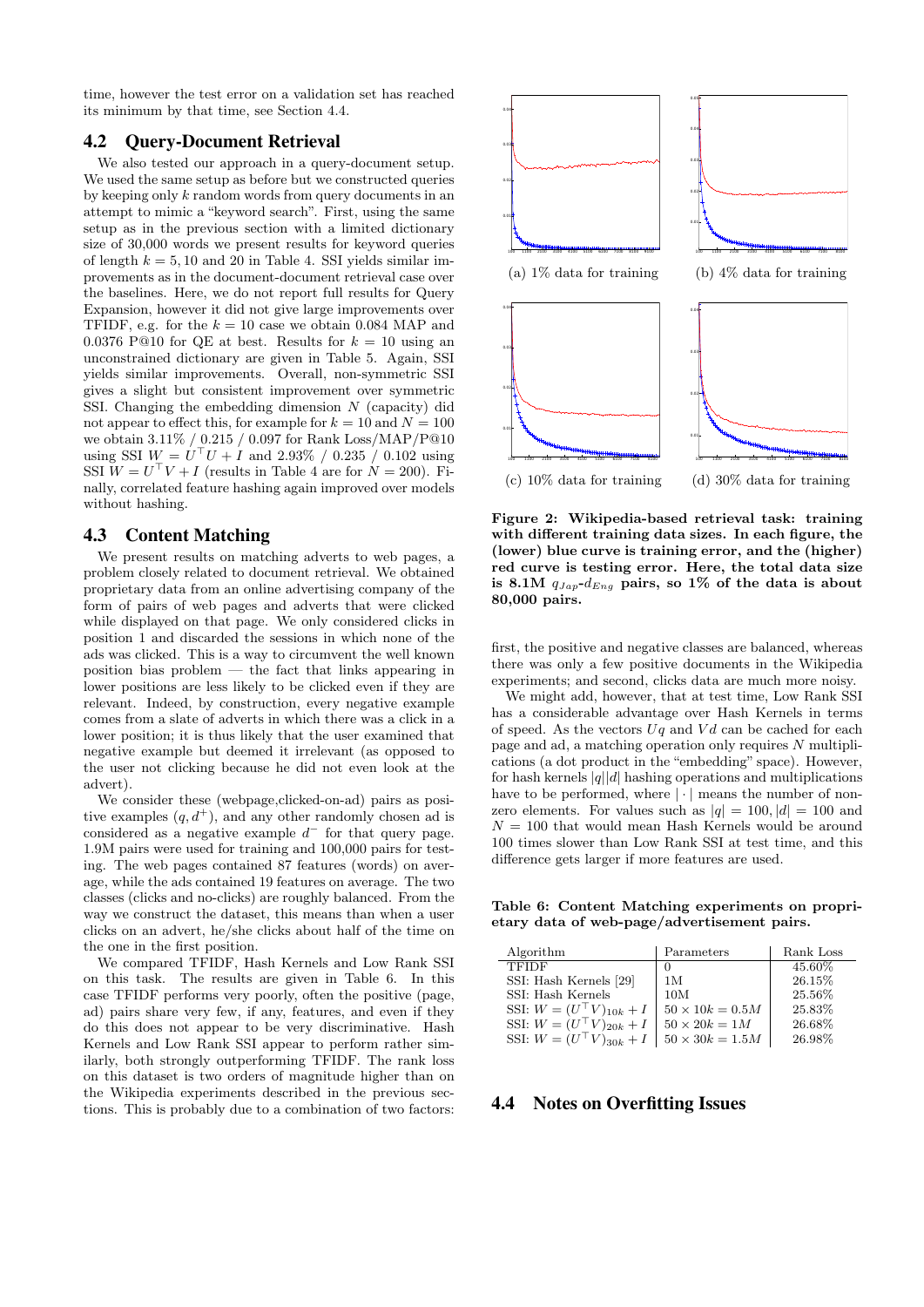time, however the test error on a validation set has reached its minimum by that time, see Section 4.4.

## 4.2 Query-Document Retrieval

We also tested our approach in a query-document setup. We used the same setup as before but we constructed queries by keeping only $k$ random words from query documents in an attempt to mimic a "keyword search". First, using the same setup as in the previous section with a limited dictionary size of 30,000 words we present results for keyword queries of length $k = 5, 10$ and $20$ in Table 4. SSI yields similar improvements as in the document-document retrieval case over the baselines. Here, we do not report full results for Query Expansion, however it did not give large improvements over TFIDF, e.g. for the $k = 10$ case we obtain 0.084 MAP and 0.0376 P@10 for QE at best. Results for $k = 10$ using an unconstrained dictionary are given in Table 5. Again, SSI yields similar improvements. Overall, non-symmetric SSI gives a slight but consistent improvement over symmetric SSI. Changing the embedding dimension $N$ (capacity) did not appear to effect this, for example for $k = 10$ and $N = 100$ we obtain 3.11% / 0.215 / 0.097 for Rank Loss/MAP/P@10 using SSI $W = U^\top U + I$ and 2.93% / 0.235 / 0.102 using SSI $W = U^\top V + I$ (results in Table 4 are for $N = 200$). Finally, correlated feature hashing again improved over models without hashing.

## 4.3 Content Matching

We present results on matching adverts to web pages, a problem closely related to document retrieval. We obtained proprietary data from an online advertising company of the form of pairs of web pages and adverts that were clicked while displayed on that page. We only considered clicks in position 1 and discarded the sessions in which none of the ads was clicked. This is a way to circumvent the well known position bias problem — the fact that links appearing in lower positions are less likely to be clicked even if they are relevant. Indeed, by construction, every negative example comes from a slate of adverts in which there was a click in a lower position; it is thus likely that the user examined that negative example but deemed it irrelevant (as opposed to the user not clicking because he did not even look at the advert).

We consider these (webpage,clicked-on-ad) pairs as positive examples $(q, d^+)$, and any other randomly chosen ad is considered as a negative example $d^-$ for that query page. 1.9M pairs were used for training and 100,000 pairs for testing. The web pages contained 87 features (words) on average, while the ads contained 19 features on average. The two classes (clicks and no-clicks) are roughly balanced. From the way we construct the dataset, this means than when a user clicks on an advert, he/she clicks about half of the time on the one in the first position.

We compared TFIDF, Hash Kernels and Low Rank SSI on this task. The results are given in Table 6. In this case TFIDF performs very poorly, often the positive (page, ad) pairs share very few, if any, features, and even if they do this does not appear to be very discriminative. Hash Kernels and Low Rank SSI appear to perform rather similarly, both strongly outperforming TFIDF. The rank loss on this dataset is two orders of magnitude higher than on the Wikipedia experiments described in the previous sections. This is probably due to a combination of two factors: first, the positive and negative classes are balanced, whereas there was only a few positive documents in the Wikipedia experiments; and second, clicks data are much more noisy.

We might add, however, that at test time, Low Rank SSI has a considerable advantage over Hash Kernels in terms of speed. As the vectors $Uq$ and $Vd$ can be cached for each page and ad, a matching operation only requires $N$ multiplications (a dot product in the "embedding" space). However, for hash kernels $|q||d|$ hashing operations and multiplications have to be performed, where $|\cdot|$ means the number of non-zero elements. For values such as $|q| = 100, |d| = 100$ and $N = 100$ that would mean Hash Kernels would be around 100 times slower than Low Rank SSI at test time, and this difference gets larger if more features are used.

(a) 1% data for training

(b) 4% data for training

(c) 10% data for training

(d) 30% data for training

**Figure 2: Wikipedia-based retrieval task: training with different training data sizes. In each figure, the (lower) blue curve is training error, and the (higher) red curve is testing error. Here, the total data size is 8.1M $q_{Jap}$-$d_{Eng}$ pairs, so 1% of the data is about 80,000 pairs.**

**Table 6: Content Matching experiments on proprietary data of web-page/advertisement pairs.**

| Algorithm | Parameters | Rank Loss |
|---|---|---|
| TFIDF | 0 | 45.60% |
| SSI: Hash Kernels [29] | 1M | 26.15% |
| SSI: Hash Kernels | 10M | 25.56% |
| SSI: $W = (U^\top V)_{10k} + I$ | $50 \times 10k = 0.5M$ | 25.83% |
| SSI: $W = (U^\top V)_{20k} + I$ | $50 \times 20k = 1M$ | 26.68% |
| SSI: $W = (U^\top V)_{30k} + I$ | $50 \times 30k = 1.5M$ | 26.98% |

## 4.4 Notes on Overfitting Issues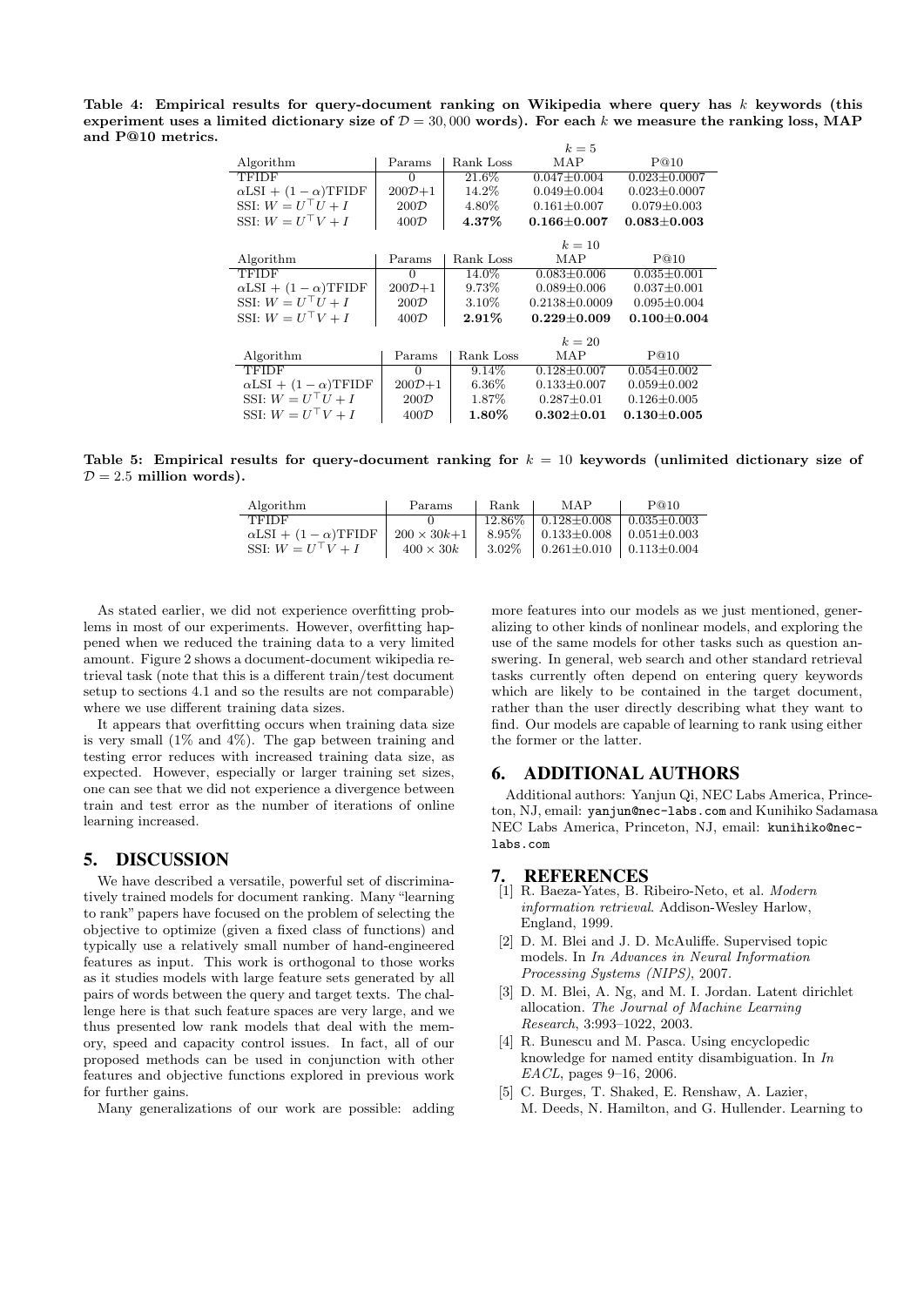**Table 4: Empirical results for query-document ranking on Wikipedia where query has $k$ keywords (this experiment uses a limited dictionary size of $\mathcal{D} = 30,000$ words). For each $k$ we measure the ranking loss, MAP and P@10 metrics.**

| | | | $k=5$ | |
|---|---|---|---|---|
| Algorithm | Params | Rank Loss | MAP | P@10 |
| TFIDF | 0 | 21.6% | 0.047±0.004 | 0.023±0.0007 |
| $\alpha$LSI + $(1-\alpha)$TFIDF | $200\mathcal{D}$+1 | 14.2% | 0.049±0.004 | 0.023±0.0007 |
| SSI: $W = U^\top U + I$ | $200\mathcal{D}$ | 4.80% | 0.161±0.007 | 0.079±0.003 |
| SSI: $W = U^\top V + I$ | $400\mathcal{D}$ | **4.37%** | **0.166±0.007** | **0.083±0.003** |

| | | | $k=10$ | |
|---|---|---|---|---|
| Algorithm | Params | Rank Loss | MAP | P@10 |
| TFIDF | 0 | 14.0% | 0.083±0.006 | 0.035±0.001 |
| $\alpha$LSI + $(1-\alpha)$TFIDF | $200\mathcal{D}$+1 | 9.73% | 0.089±0.006 | 0.037±0.001 |
| SSI: $W = U^\top U + I$ | $200\mathcal{D}$ | 3.10% | 0.2138±0.0009 | 0.095±0.004 |
| SSI: $W = U^\top V + I$ | $400\mathcal{D}$ | **2.91%** | **0.229±0.009** | **0.100±0.004** |

| | | | $k=20$ | |
|---|---|---|---|---|
| Algorithm | Params | Rank Loss | MAP | P@10 |
| TFIDF | 0 | 9.14% | 0.128±0.007 | 0.054±0.002 |
| $\alpha$LSI + $(1-\alpha)$TFIDF | $200\mathcal{D}$+1 | 6.36% | 0.133±0.007 | 0.059±0.002 |
| SSI: $W = U^\top U + I$ | $200\mathcal{D}$ | 1.87% | 0.287±0.01 | 0.126±0.005 |
| SSI: $W = U^\top V + I$ | $400\mathcal{D}$ | **1.80%** | **0.302±0.01** | **0.130±0.005** |

**Table 5: Empirical results for query-document ranking for $k = 10$ keywords (unlimited dictionary size of $\mathcal{D} = 2.5$ million words).**

| Algorithm | Params | Rank | MAP | P@10 |
|---|---|---|---|---|
| TFIDF | 0 | 12.86% | 0.128±0.008 | 0.035±0.003 |
| $\alpha$LSI + $(1-\alpha)$TFIDF | $200 \times 30k$+1 | 8.95% | 0.133±0.008 | 0.051±0.003 |
| SSI: $W = U^\top V + I$ | $400 \times 30k$ | 3.02% | 0.261±0.010 | 0.113±0.004 |

As stated earlier, we did not experience overfitting problems in most of our experiments. However, overfitting happened when we reduced the training data to a very limited amount. Figure 2 shows a document-document wikipedia retrieval task (note that this is a different train/test document setup to sections 4.1 and so the results are not comparable) where we use different training data sizes.

It appears that overfitting occurs when training data size is very small (1% and 4%). The gap between training and testing error reduces with increased training data size, as expected. However, especially or larger training set sizes, one can see that we did not experience a divergence between train and test error as the number of iterations of online learning increased.

## 5. DISCUSSION

We have described a versatile, powerful set of discriminatively trained models for document ranking. Many "learning to rank" papers have focused on the problem of selecting the objective to optimize (given a fixed class of functions) and typically use a relatively small number of hand-engineered features as input. This work is orthogonal to those works as it studies models with large feature sets generated by all pairs of words between the query and target texts. The challenge here is that such feature spaces are very large, and we thus presented low rank models that deal with the memory, speed and capacity control issues. In fact, all of our proposed methods can be used in conjunction with other features and objective functions explored in previous work for further gains.

Many generalizations of our work are possible: adding more features into our models as we just mentioned, generalizing to other kinds of nonlinear models, and exploring the use of the same models for other tasks such as question answering. In general, web search and other standard retrieval tasks currently often depend on entering query keywords which are likely to be contained in the target document, rather than the user directly describing what they want to find. Our models are capable of learning to rank using either the former or the latter.

## 6. ADDITIONAL AUTHORS

Additional authors: Yanjun Qi, NEC Labs America, Princeton, NJ, email: `yanjun@nec-labs.com` and Kunihiko Sadamasa NEC Labs America, Princeton, NJ, email: `kunihiko@nec-labs.com`

## 7. REFERENCES

[1] R. Baeza-Yates, B. Ribeiro-Neto, et al. *Modern information retrieval*. Addison-Wesley Harlow, England, 1999.

[2] D. M. Blei and J. D. McAuliffe. Supervised topic models. In *In Advances in Neural Information Processing Systems (NIPS)*, 2007.

[3] D. M. Blei, A. Ng, and M. I. Jordan. Latent dirichlet allocation. *The Journal of Machine Learning Research*, 3:993–1022, 2003.

[4] R. Bunescu and M. Pasca. Using encyclopedic knowledge for named entity disambiguation. In *In EACL*, pages 9–16, 2006.

[5] C. Burges, T. Shaked, E. Renshaw, A. Lazier, M. Deeds, N. Hamilton, and G. Hullender. Learning to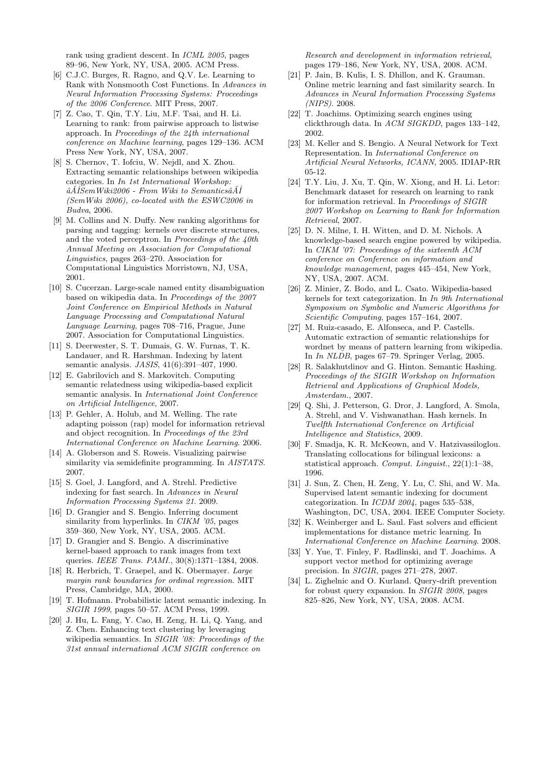rank using gradient descent. In *ICML 2005*, pages 89–96, New York, NY, USA, 2005. ACM Press.

[6] C.J.C. Burges, R. Ragno, and Q.V. Le. Learning to Rank with Nonsmooth Cost Functions. In *Advances in Neural Information Processing Systems: Proceedings of the 2006 Conference*. MIT Press, 2007.

[7] Z. Cao, T. Qin, T.Y. Liu, M.F. Tsai, and H. Li. Learning to rank: from pairwise approach to listwise approach. In *Proceedings of the 24th international conference on Machine learning*, pages 129–136. ACM Press New York, NY, USA, 2007.

[8] S. Chernov, T. Iofciu, W. Nejdl, and X. Zhou. Extracting semantic relationships between wikipedia categories. In *In 1st International Workshop: âĂİSemWiki2006 - From Wiki to SemanticsâĂİ (SemWiki 2006), co-located with the ESWC2006 in Budva*, 2006.

[9] M. Collins and N. Duffy. New ranking algorithms for parsing and tagging: kernels over discrete structures, and the voted perceptron. In *Proceedings of the 40th Annual Meeting on Association for Computational Linguistics*, pages 263–270. Association for Computational Linguistics Morristown, NJ, USA, 2001.

[10] S. Cucerzan. Large-scale named entity disambiguation based on wikipedia data. In *Proceedings of the 2007 Joint Conference on Empirical Methods in Natural Language Processing and Computational Natural Language Learning*, pages 708–716, Prague, June 2007. Association for Computational Linguistics.

[11] S. Deerwester, S. T. Dumais, G. W. Furnas, T. K. Landauer, and R. Harshman. Indexing by latent semantic analysis. *JASIS*, 41(6):391–407, 1990.

[12] E. Gabrilovich and S. Markovitch. Computing semantic relatedness using wikipedia-based explicit semantic analysis. In *International Joint Conference on Artificial Intelligence*, 2007.

[13] P. Gehler, A. Holub, and M. Welling. The rate adapting poisson (rap) model for information retrieval and object recognition. In *Proceedings of the 23rd International Conference on Machine Learning*. 2006.

[14] A. Globerson and S. Roweis. Visualizing pairwise similarity via semidefinite programming. In *AISTATS*. 2007.

[15] S. Goel, J. Langford, and A. Strehl. Predictive indexing for fast search. In *Advances in Neural Information Processing Systems 21*. 2009.

[16] D. Grangier and S. Bengio. Inferring document similarity from hyperlinks. In *CIKM '05*, pages 359–360, New York, NY, USA, 2005. ACM.

[17] D. Grangier and S. Bengio. A discriminative kernel-based approach to rank images from text queries. *IEEE Trans. PAMI.*, 30(8):1371–1384, 2008.

[18] R. Herbrich, T. Graepel, and K. Obermayer. *Large margin rank boundaries for ordinal regression*. MIT Press, Cambridge, MA, 2000.

[19] T. Hofmann. Probabilistic latent semantic indexing. In *SIGIR 1999*, pages 50–57. ACM Press, 1999.

[20] J. Hu, L. Fang, Y. Cao, H. Zeng, H. Li, Q. Yang, and Z. Chen. Enhancing text clustering by leveraging wikipedia semantics. In *SIGIR '08: Proceedings of the 31st annual international ACM SIGIR conference on Research and development in information retrieval*, pages 179–186, New York, NY, USA, 2008. ACM.

[21] P. Jain, B. Kulis, I. S. Dhillon, and K. Grauman. Online metric learning and fast similarity search. In *Advances in Neural Information Processing Systems (NIPS)*. 2008.

[22] T. Joachims. Optimizing search engines using clickthrough data. In *ACM SIGKDD*, pages 133–142, 2002.

[23] M. Keller and S. Bengio. A Neural Network for Text Representation. In *International Conference on Artificial Neural Networks, ICANN*, 2005. IDIAP-RR 05-12.

[24] T.Y. Liu, J. Xu, T. Qin, W. Xiong, and H. Li. Letor: Benchmark dataset for research on learning to rank for information retrieval. In *Proceedings of SIGIR 2007 Workshop on Learning to Rank for Information Retrieval*, 2007.

[25] D. N. Milne, I. H. Witten, and D. M. Nichols. A knowledge-based search engine powered by wikipedia. In *CIKM '07: Proceedings of the sixteenth ACM conference on Conference on information and knowledge management*, pages 445–454, New York, NY, USA, 2007. ACM.

[26] Z. Minier, Z. Bodo, and L. Csato. Wikipedia-based kernels for text categorization. In *In 9th International Symposium on Symbolic and Numeric Algorithms for Scientific Computing*, pages 157–164, 2007.

[27] M. Ruiz-casado, E. Alfonseca, and P. Castells. Automatic extraction of semantic relationships for wordnet by means of pattern learning from wikipedia. In *In NLDB*, pages 67–79. Springer Verlag, 2005.

[28] R. Salakhutdinov and G. Hinton. Semantic Hashing. *Proceedings of the SIGIR Workshop on Information Retrieval and Applications of Graphical Models, Amsterdam.*, 2007.

[29] Q. Shi, J. Petterson, G. Dror, J. Langford, A. Smola, A. Strehl, and V. Vishwanathan. Hash kernels. In *Twelfth International Conference on Artificial Intelligence and Statistics*, 2009.

[30] F. Smadja, K. R. McKeown, and V. Hatzivassiloglou. Translating collocations for bilingual lexicons: a statistical approach. *Comput. Linguist.*, 22(1):1–38, 1996.

[31] J. Sun, Z. Chen, H. Zeng, Y. Lu, C. Shi, and W. Ma. Supervised latent semantic indexing for document categorization. In *ICDM 2004*, pages 535–538, Washington, DC, USA, 2004. IEEE Computer Society.

[32] K. Weinberger and L. Saul. Fast solvers and efficient implementations for distance metric learning. In *International Conference on Machine Learning*. 2008.

[33] Y. Yue, T. Finley, F. Radlinski, and T. Joachims. A support vector method for optimizing average precision. In *SIGIR*, pages 271–278, 2007.

[34] L. Zighelnic and O. Kurland. Query-drift prevention for robust query expansion. In *SIGIR 2008*, pages 825–826, New York, NY, USA, 2008. ACM.